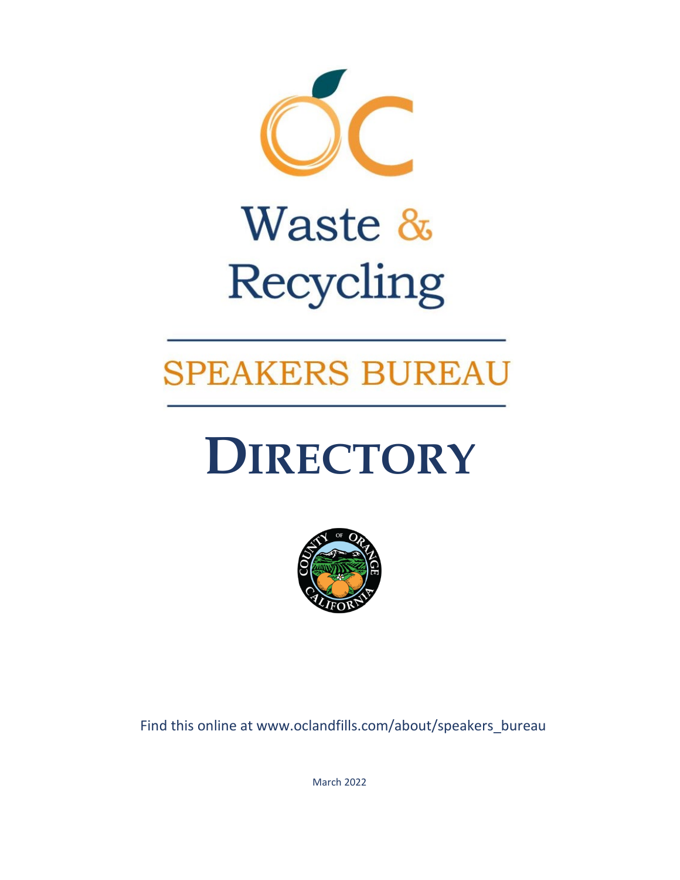# Waste & Recycling

## SPEAKERS BUREAU

# DIRECTORY

Find this online at www.oclandfills.com/about/speakers_bureau

March 2022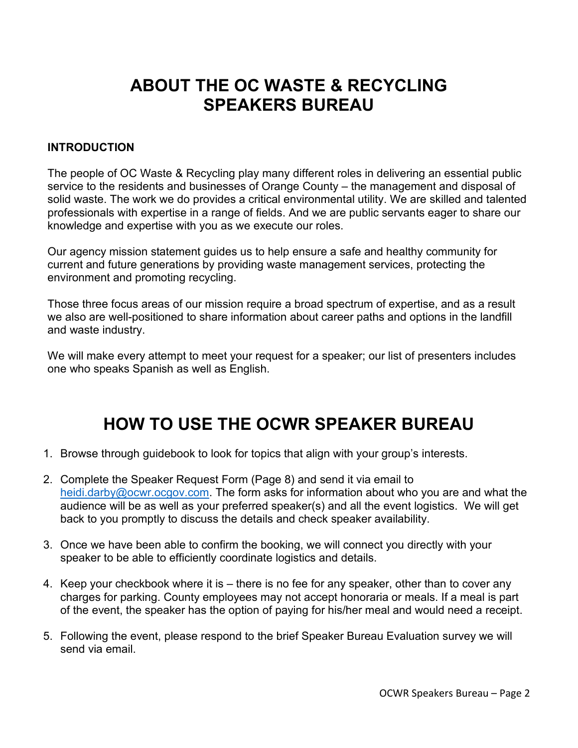# ABOUT THE OC WASTE & RECYCLING SPEAKERS BUREAU

### INTRODUCTION

The people of OC Waste & Recycling play many different roles in delivering an essential public service to the residents and businesses of Orange County – the management and disposal of solid waste. The work we do provides a critical environmental utility. We are skilled and talented professionals with expertise in a range of fields. And we are public servants eager to share our knowledge and expertise with you as we execute our roles.

Our agency mission statement guides us to help ensure a safe and healthy community for current and future generations by providing waste management services, protecting the environment and promoting recycling.

Those three focus areas of our mission require a broad spectrum of expertise, and as a result we also are well-positioned to share information about career paths and options in the landfill and waste industry.

We will make every attempt to meet your request for a speaker; our list of presenters includes one who speaks Spanish as well as English.

# HOW TO USE THE OCWR SPEAKER BUREAU

1. Browse through guidebook to look for topics that align with your group's interests.
2. Complete the Speaker Request Form (Page 8) and send it via email to heidi.darby@ocwr.ocgov.com. The form asks for information about who you are and what the audience will be as well as your preferred speaker(s) and all the event logistics. We will get back to you promptly to discuss the details and check speaker availability.
3. Once we have been able to confirm the booking, we will connect you directly with your speaker to be able to efficiently coordinate logistics and details.
4. Keep your checkbook where it is – there is no fee for any speaker, other than to cover any charges for parking. County employees may not accept honoraria or meals. If a meal is part of the event, the speaker has the option of paying for his/her meal and would need a receipt.
5. Following the event, please respond to the brief Speaker Bureau Evaluation survey we will send via email.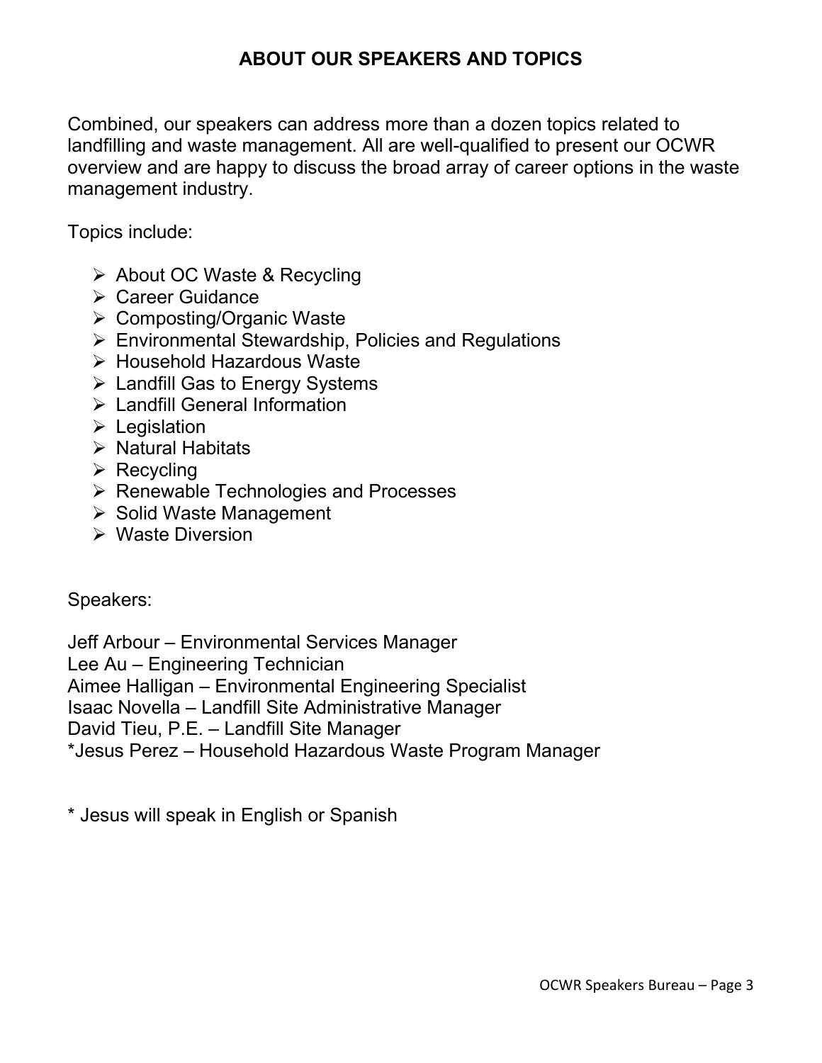## ABOUT OUR SPEAKERS AND TOPICS

Combined, our speakers can address more than a dozen topics related to landfilling and waste management. All are well-qualified to present our OCWR overview and are happy to discuss the broad array of career options in the waste management industry.

Topics include:

- About OC Waste & Recycling
- Career Guidance
- Composting/Organic Waste
- Environmental Stewardship, Policies and Regulations
- Household Hazardous Waste
- Landfill Gas to Energy Systems
- Landfill General Information
- Legislation
- Natural Habitats
- Recycling
- Renewable Technologies and Processes
- Solid Waste Management
- Waste Diversion

Speakers:

Jeff Arbour – Environmental Services Manager
Lee Au – Engineering Technician
Aimee Halligan – Environmental Engineering Specialist
Isaac Novella – Landfill Site Administrative Manager
David Tieu, P.E. – Landfill Site Manager
*Jesus Perez – Household Hazardous Waste Program Manager

* Jesus will speak in English or Spanish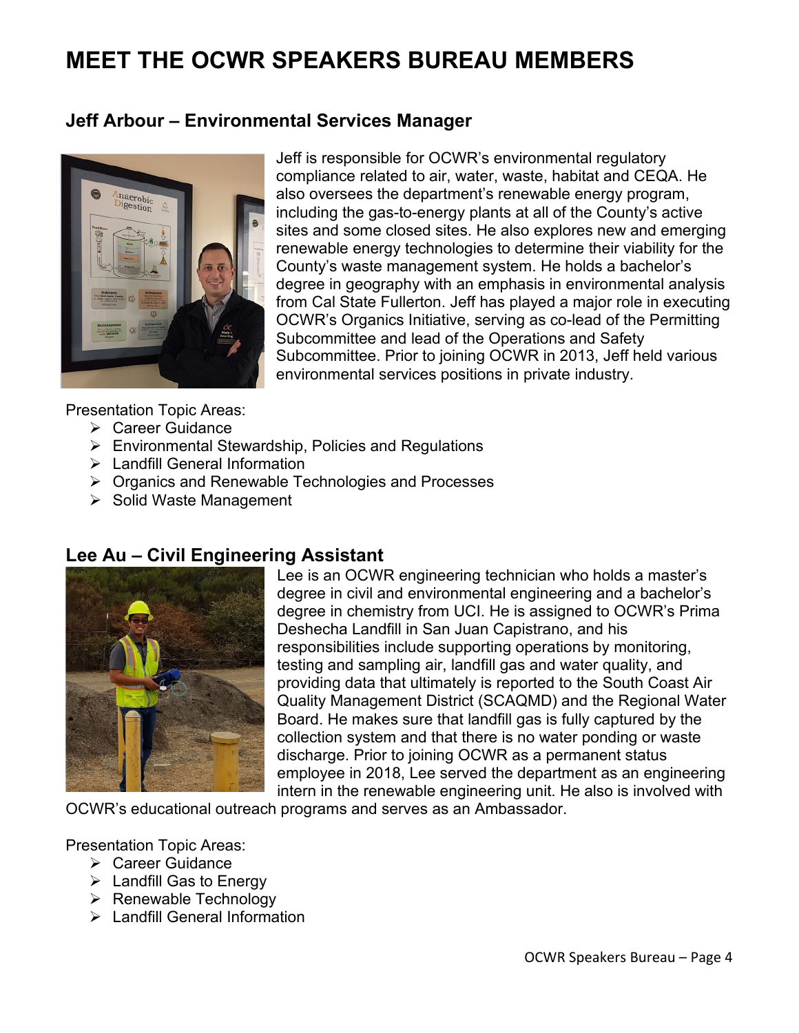# MEET THE OCWR SPEAKERS BUREAU MEMBERS

## Jeff Arbour – Environmental Services Manager

Jeff is responsible for OCWR's environmental regulatory compliance related to air, water, waste, habitat and CEQA. He also oversees the department's renewable energy program, including the gas-to-energy plants at all of the County's active sites and some closed sites. He also explores new and emerging renewable energy technologies to determine their viability for the County's waste management system. He holds a bachelor's degree in geography with an emphasis in environmental analysis from Cal State Fullerton. Jeff has played a major role in executing OCWR's Organics Initiative, serving as co-lead of the Permitting Subcommittee and lead of the Operations and Safety Subcommittee. Prior to joining OCWR in 2013, Jeff held various environmental services positions in private industry.

Presentation Topic Areas:

- Career Guidance
- Environmental Stewardship, Policies and Regulations
- Landfill General Information
- Organics and Renewable Technologies and Processes
- Solid Waste Management

## Lee Au – Civil Engineering Assistant

Lee is an OCWR engineering technician who holds a master's degree in civil and environmental engineering and a bachelor's degree in chemistry from UCI. He is assigned to OCWR's Prima Deshecha Landfill in San Juan Capistrano, and his responsibilities include supporting operations by monitoring, testing and sampling air, landfill gas and water quality, and providing data that ultimately is reported to the South Coast Air Quality Management District (SCAQMD) and the Regional Water Board. He makes sure that landfill gas is fully captured by the collection system and that there is no water ponding or waste discharge. Prior to joining OCWR as a permanent status employee in 2018, Lee served the department as an engineering intern in the renewable engineering unit. He also is involved with OCWR's educational outreach programs and serves as an Ambassador.

Presentation Topic Areas:

- Career Guidance
- Landfill Gas to Energy
- Renewable Technology
- Landfill General Information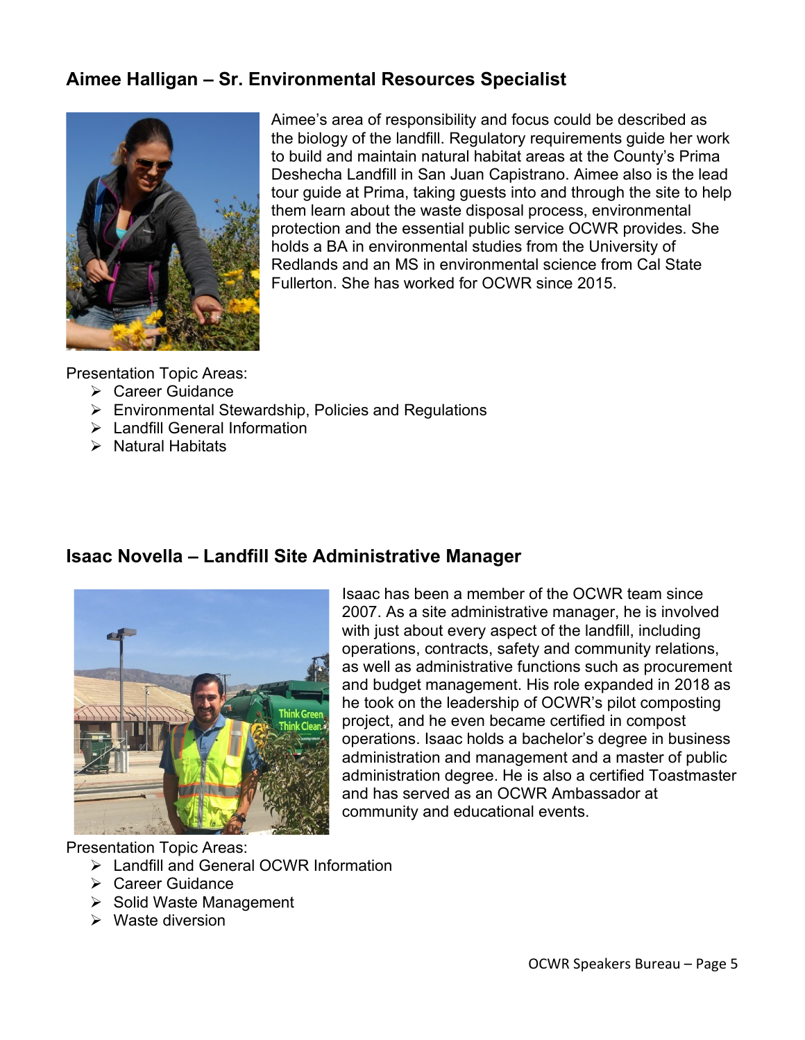### Aimee Halligan – Sr. Environmental Resources Specialist

Aimee's area of responsibility and focus could be described as the biology of the landfill. Regulatory requirements guide her work to build and maintain natural habitat areas at the County's Prima Deshecha Landfill in San Juan Capistrano. Aimee also is the lead tour guide at Prima, taking guests into and through the site to help them learn about the waste disposal process, environmental protection and the essential public service OCWR provides. She holds a BA in environmental studies from the University of Redlands and an MS in environmental science from Cal State Fullerton. She has worked for OCWR since 2015.

Presentation Topic Areas:

- Career Guidance
- Environmental Stewardship, Policies and Regulations
- Landfill General Information
- Natural Habitats

### Isaac Novella – Landfill Site Administrative Manager

Isaac has been a member of the OCWR team since 2007. As a site administrative manager, he is involved with just about every aspect of the landfill, including operations, contracts, safety and community relations, as well as administrative functions such as procurement and budget management. His role expanded in 2018 as he took on the leadership of OCWR's pilot composting project, and he even became certified in compost operations. Isaac holds a bachelor's degree in business administration and management and a master of public administration degree. He is also a certified Toastmaster and has served as an OCWR Ambassador at community and educational events.

Presentation Topic Areas:

- Landfill and General OCWR Information
- Career Guidance
- Solid Waste Management
- Waste diversion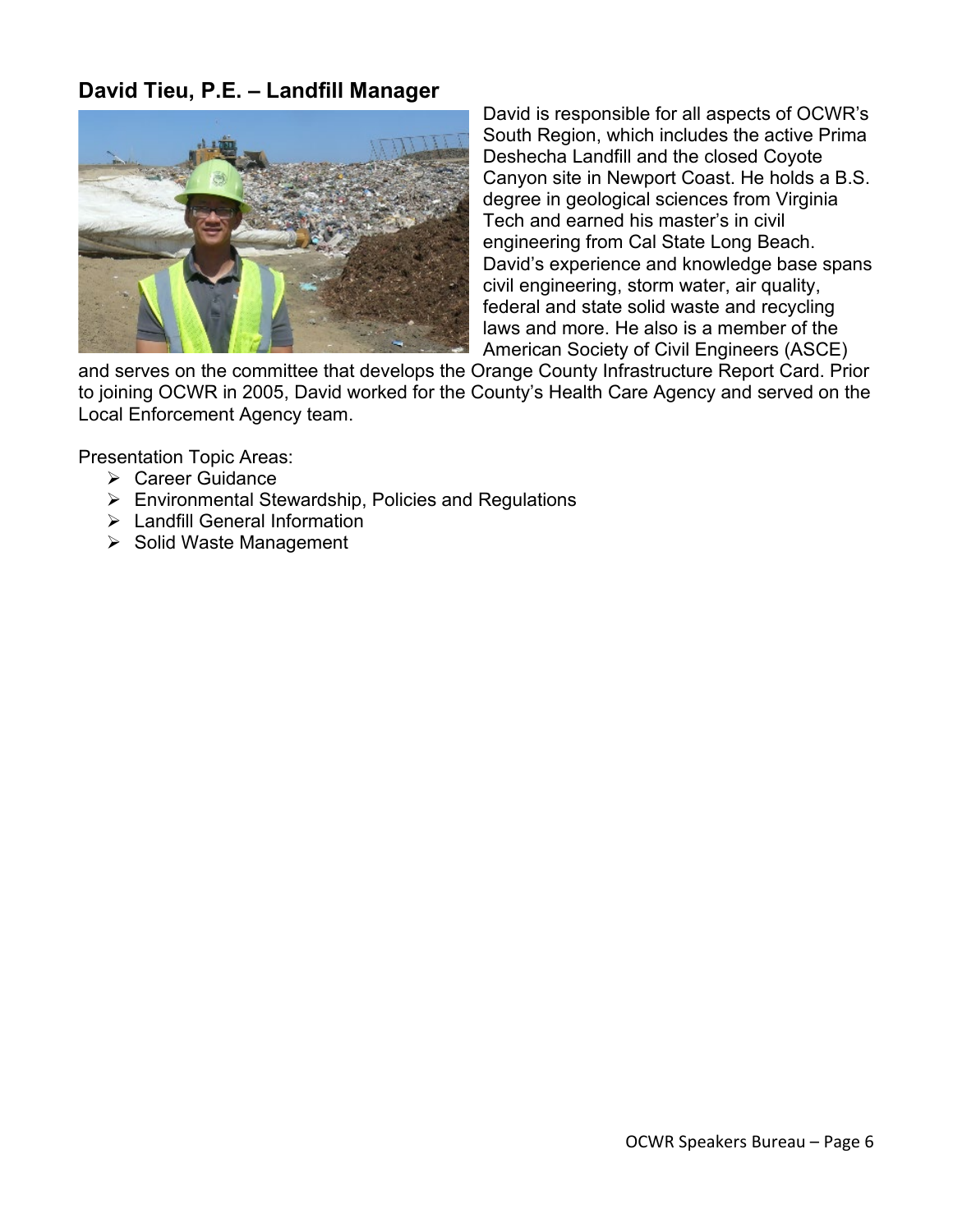## David Tieu, P.E. – Landfill Manager

David is responsible for all aspects of OCWR's South Region, which includes the active Prima Deshecha Landfill and the closed Coyote Canyon site in Newport Coast. He holds a B.S. degree in geological sciences from Virginia Tech and earned his master's in civil engineering from Cal State Long Beach. David's experience and knowledge base spans civil engineering, storm water, air quality, federal and state solid waste and recycling laws and more. He also is a member of the American Society of Civil Engineers (ASCE) and serves on the committee that develops the Orange County Infrastructure Report Card. Prior to joining OCWR in 2005, David worked for the County's Health Care Agency and served on the Local Enforcement Agency team.

Presentation Topic Areas:

- Career Guidance
- Environmental Stewardship, Policies and Regulations
- Landfill General Information
- Solid Waste Management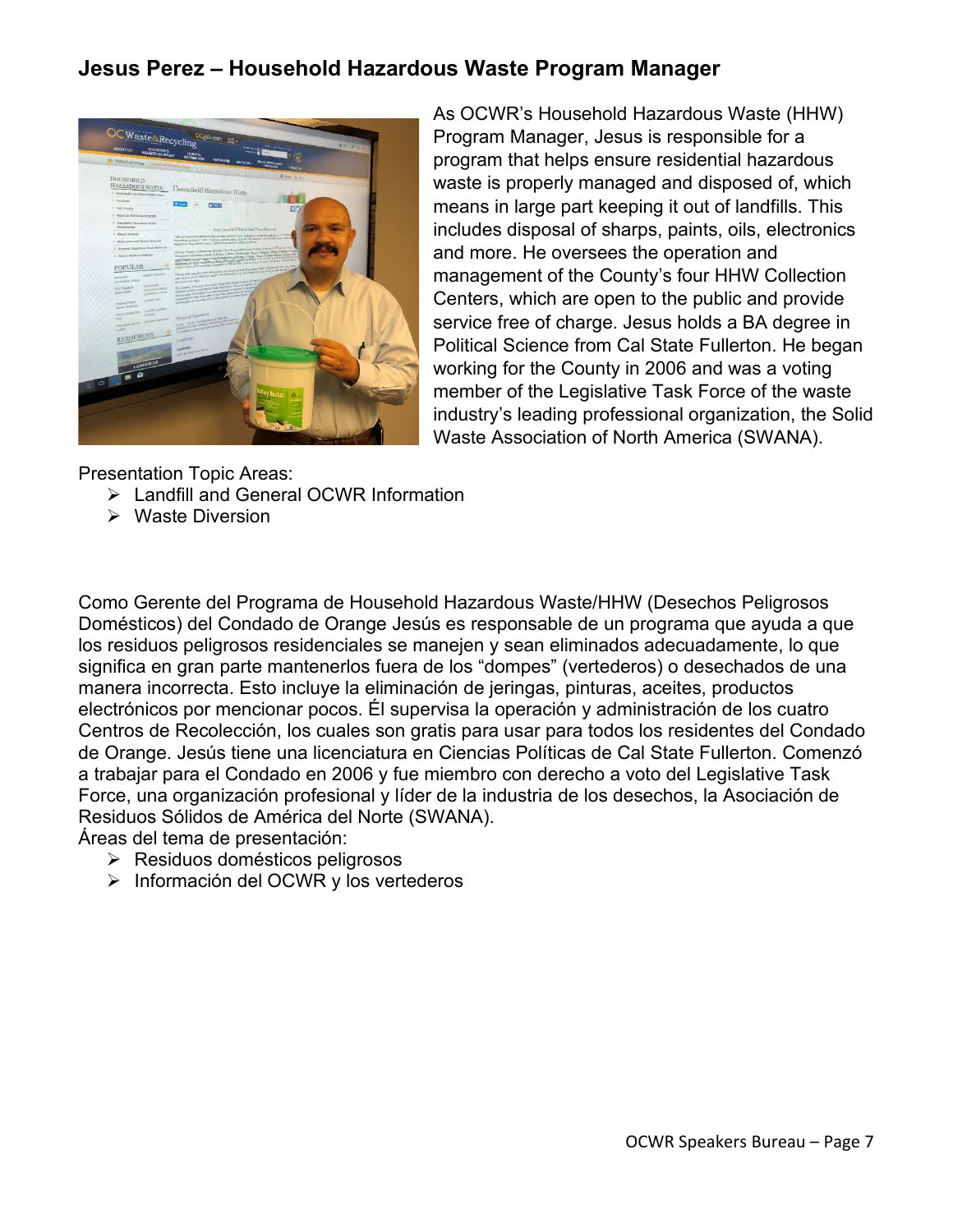## Jesus Perez – Household Hazardous Waste Program Manager

As OCWR's Household Hazardous Waste (HHW) Program Manager, Jesus is responsible for a program that helps ensure residential hazardous waste is properly managed and disposed of, which means in large part keeping it out of landfills. This includes disposal of sharps, paints, oils, electronics and more. He oversees the operation and management of the County's four HHW Collection Centers, which are open to the public and provide service free of charge. Jesus holds a BA degree in Political Science from Cal State Fullerton. He began working for the County in 2006 and was a voting member of the Legislative Task Force of the waste industry's leading professional organization, the Solid Waste Association of North America (SWANA).

Presentation Topic Areas:

- Landfill and General OCWR Information
- Waste Diversion

Como Gerente del Programa de Household Hazardous Waste/HHW (Desechos Peligrosos Domésticos) del Condado de Orange Jesús es responsable de un programa que ayuda a que los residuos peligrosos residenciales se manejen y sean eliminados adecuadamente, lo que significa en gran parte mantenerlos fuera de los "dompes" (vertederos) o desechados de una manera incorrecta. Esto incluye la eliminación de jeringas, pinturas, aceites, productos electrónicos por mencionar pocos. Él supervisa la operación y administración de los cuatro Centros de Recolección, los cuales son gratis para usar para todos los residentes del Condado de Orange. Jesús tiene una licenciatura en Ciencias Políticas de Cal State Fullerton. Comenzó a trabajar para el Condado en 2006 y fue miembro con derecho a voto del Legislative Task Force, una organización profesional y líder de la industria de los desechos, la Asociación de Residuos Sólidos de América del Norte (SWANA).

Áreas del tema de presentación:

- Residuos domésticos peligrosos
- Información del OCWR y los vertederos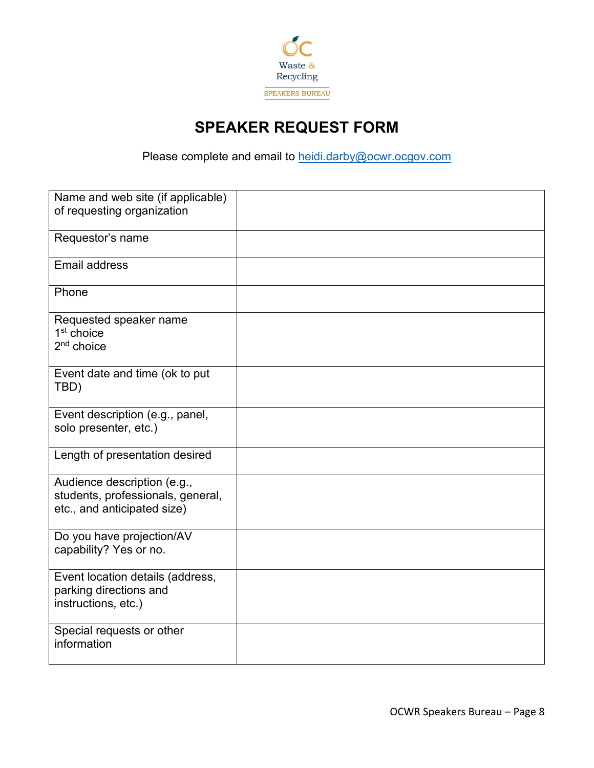OC Waste & Recycling

SPEAKERS BUREAU

# SPEAKER REQUEST FORM

Please complete and email to heidi.darby@ocwr.ocgov.com

| Field | Response |
|---|---|
| Name and web site (if applicable) of requesting organization | |
| Requestor's name | |
| Email address | |
| Phone | |
| Requested speaker name<br>1st choice<br>2nd choice | |
| Event date and time (ok to put TBD) | |
| Event description (e.g., panel, solo presenter, etc.) | |
| Length of presentation desired | |
| Audience description (e.g., students, professionals, general, etc., and anticipated size) | |
| Do you have projection/AV capability? Yes or no. | |
| Event location details (address, parking directions and instructions, etc.) | |
| Special requests or other information | |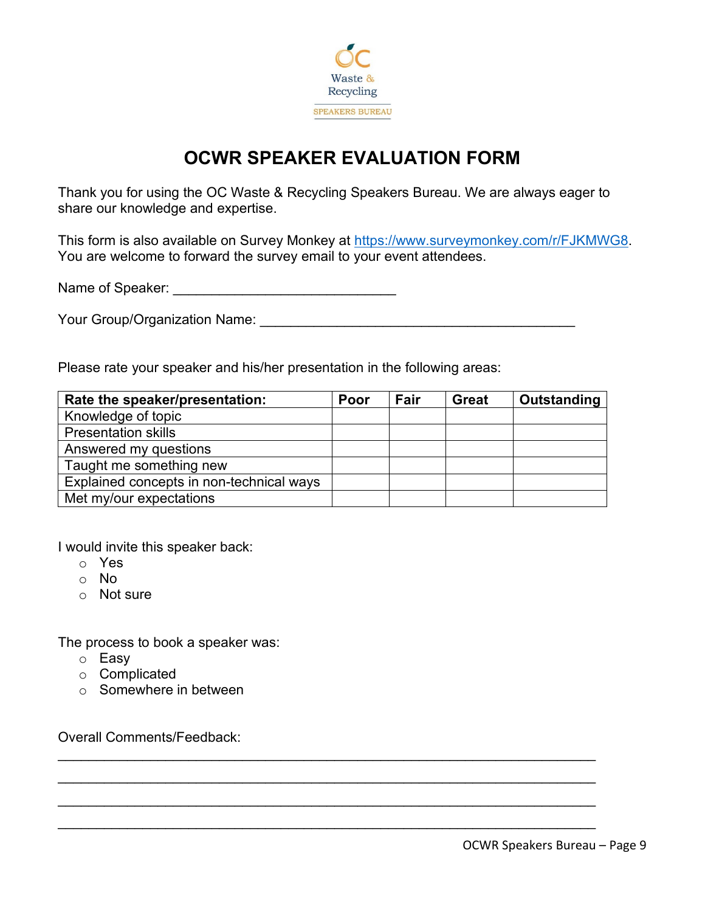OC Waste & Recycling
SPEAKERS BUREAU

# OCWR SPEAKER EVALUATION FORM

Thank you for using the OC Waste & Recycling Speakers Bureau. We are always eager to share our knowledge and expertise.

This form is also available on Survey Monkey at https://www.surveymonkey.com/r/FJKMWG8. You are welcome to forward the survey email to your event attendees.

Name of Speaker: ______________________________

Your Group/Organization Name: __________________________________________

Please rate your speaker and his/her presentation in the following areas:

| Rate the speaker/presentation: | Poor | Fair | Great | Outstanding |
|---|---|---|---|---|
| Knowledge of topic | | | | |
| Presentation skills | | | | |
| Answered my questions | | | | |
| Taught me something new | | | | |
| Explained concepts in non-technical ways | | | | |
| Met my/our expectations | | | | |

I would invite this speaker back:

- Yes
- No
- Not sure

The process to book a speaker was:

- Easy
- Complicated
- Somewhere in between

Overall Comments/Feedback:

________________________________________________________________________

________________________________________________________________________

________________________________________________________________________

________________________________________________________________________